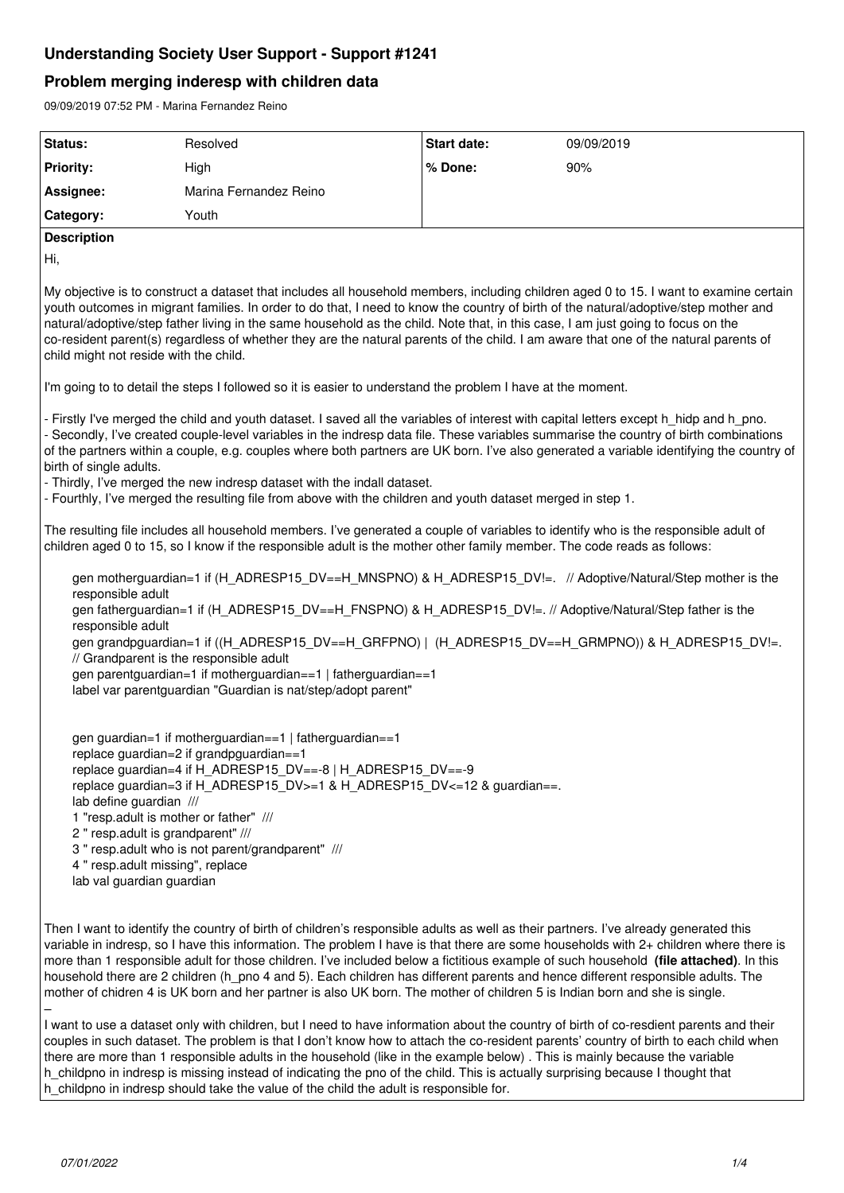# Understanding Society User Support - Support #1241

## Problem merging inderesp with children data

09/09/2019 07:52 PM - Marina Fernandez Reino

| Status: | Resolved | Start date: | 09/09/2019 |
|---|---|---|---|
| Priority: | High | % Done: | 90% |
| Assignee: | Marina Fernandez Reino | | |
| Category: | Youth | | |

**Description**

Hi,

My objective is to construct a dataset that includes all household members, including children aged 0 to 15. I want to examine certain youth outcomes in migrant families. In order to do that, I need to know the country of birth of the natural/adoptive/step mother and natural/adoptive/step father living in the same household as the child. Note that, in this case, I am just going to focus on the co-resident parent(s) regardless of whether they are the natural parents of the child. I am aware that one of the natural parents of child might not reside with the child.

I'm going to to detail the steps I followed so it is easier to understand the problem I have at the moment.

- Firstly I've merged the child and youth dataset. I saved all the variables of interest with capital letters except h_hidp and h_pno.
- Secondly, I've created couple-level variables in the indresp data file. These variables summarise the country of birth combinations of the partners within a couple, e.g. couples where both partners are UK born. I've also generated a variable identifying the country of birth of single adults.
- Thirdly, I've merged the new indresp dataset with the indall dataset.
- Fourthly, I've merged the resulting file from above with the children and youth dataset merged in step 1.

The resulting file includes all household members. I've generated a couple of variables to identify who is the responsible adult of children aged 0 to 15, so I know if the responsible adult is the mother other family member. The code reads as follows:

```
gen motherguardian=1 if (H_ADRESP15_DV==H_MNSPNO) & H_ADRESP15_DV!=.   // Adoptive/Natural/Step mother is the responsible adult
gen fatherguardian=1 if (H_ADRESP15_DV==H_FNSPNO) & H_ADRESP15_DV!=. // Adoptive/Natural/Step father is the responsible adult
gen grandpguardian=1 if ((H_ADRESP15_DV==H_GRFPNO) |  (H_ADRESP15_DV==H_GRMPNO)) & H_ADRESP15_DV!=.
// Grandparent is the responsible adult
gen parentguardian=1 if motherguardian==1 | fatherguardian==1
label var parentguardian "Guardian is nat/step/adopt parent"


gen guardian=1 if motherguardian==1 | fatherguardian==1
replace guardian=2 if grandpguardian==1
replace guardian=4 if H_ADRESP15_DV==-8 | H_ADRESP15_DV==-9
replace guardian=3 if H_ADRESP15_DV>=1 & H_ADRESP15_DV<=12 & guardian==.
lab define guardian  ///
1 "resp.adult is mother or father"  ///
2 " resp.adult is grandparent" ///
3 " resp.adult who is not parent/grandparent"  ///
4 " resp.adult missing", replace
lab val guardian guardian
```

Then I want to identify the country of birth of children's responsible adults as well as their partners. I've already generated this variable in indresp, so I have this information. The problem I have is that there are some households with 2+ children where there is more than 1 responsible adult for those children. I've included below a fictitious example of such household **(file attached)**. In this household there are 2 children (h_pno 4 and 5). Each children has different parents and hence different responsible adults. The mother of chidren 4 is UK born and her partner is also UK born. The mother of children 5 is Indian born and she is single.

–

I want to use a dataset only with children, but I need to have information about the country of birth of co-resdient parents and their couples in such dataset. The problem is that I don't know how to attach the co-resident parents' country of birth to each child when there are more than 1 responsible adults in the household (like in the example below) . This is mainly because the variable h_childpno in indresp is missing instead of indicating the pno of the child. This is actually surprising because I thought that h_childpno in indresp should take the value of the child the adult is responsible for.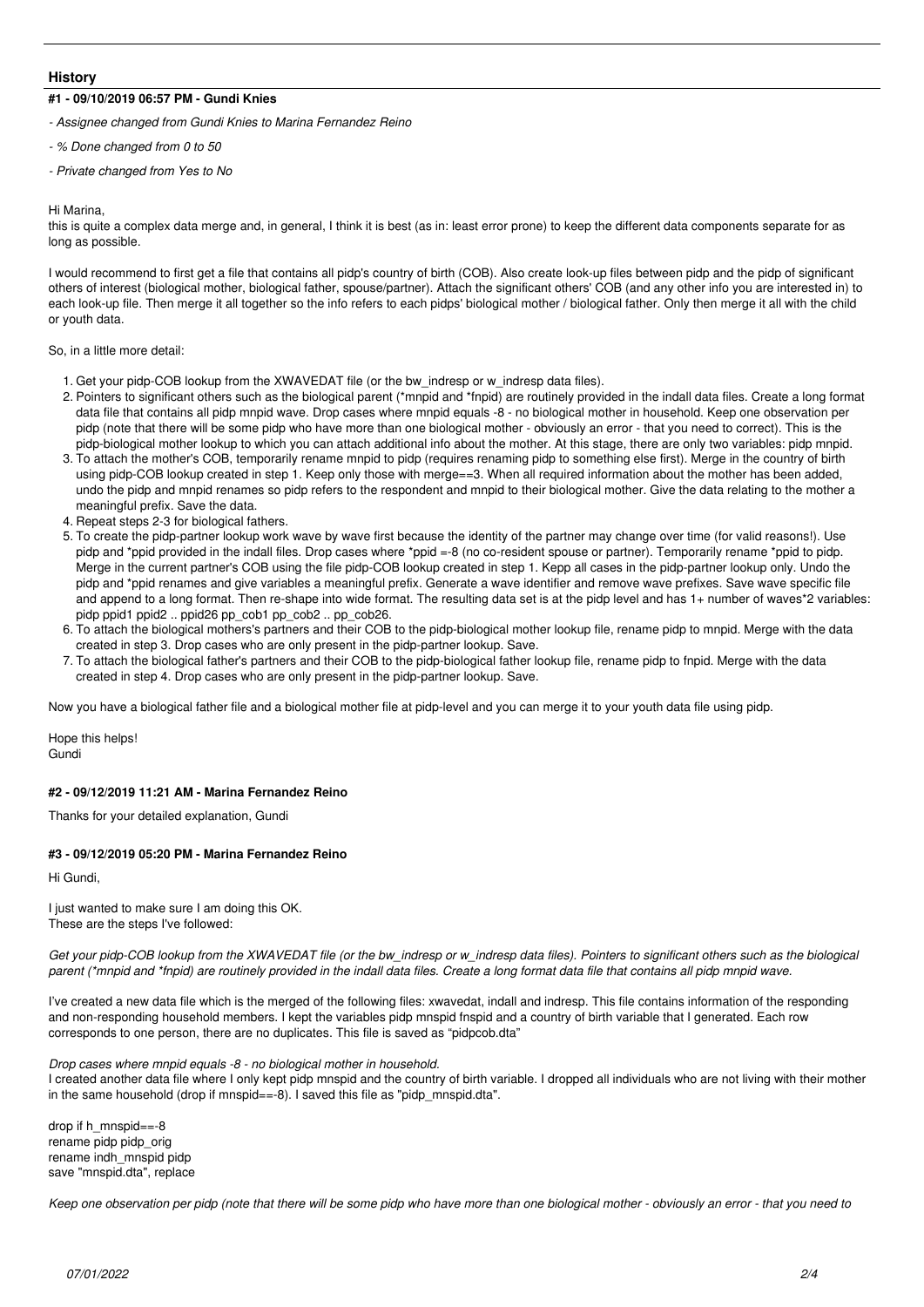## History

### #1 - 09/10/2019 06:57 PM - Gundi Knies

- *Assignee changed from Gundi Knies to Marina Fernandez Reino*
- *% Done changed from 0 to 50*
- *Private changed from Yes to No*

Hi Marina,
this is quite a complex data merge and, in general, I think it is best (as in: least error prone) to keep the different data components separate for as long as possible.

I would recommend to first get a file that contains all pidp's country of birth (COB). Also create look-up files between pidp and the pidp of significant others of interest (biological mother, biological father, spouse/partner). Attach the significant others' COB (and any other info you are interested in) to each look-up file. Then merge it all together so the info refers to each pidps' biological mother / biological father. Only then merge it all with the child or youth data.

So, in a little more detail:

1. Get your pidp-COB lookup from the XWAVEDAT file (or the bw_indresp or w_indresp data files).
2. Pointers to significant others such as the biological parent (*mnpid and *fnpid) are routinely provided in the indall data files. Create a long format data file that contains all pidp mnpid wave. Drop cases where mnpid equals -8 - no biological mother in household. Keep one observation per pidp (note that there will be some pidp who have more than one biological mother - obviously an error - that you need to correct). This is the pidp-biological mother lookup to which you can attach additional info about the mother. At this stage, there are only two variables: pidp mnpid.
3. To attach the mother's COB, temporarily rename mnpid to pidp (requires renaming pidp to something else first). Merge in the country of birth using pidp-COB lookup created in step 1. Keep only those with merge==3. When all required information about the mother has been added, undo the pidp and mnpid renames so pidp refers to the respondent and mnpid to their biological mother. Give the data relating to the mother a meaningful prefix. Save the data.
4. Repeat steps 2-3 for biological fathers.
5. To create the pidp-partner lookup work wave by wave first because the identity of the partner may change over time (for valid reasons!). Use pidp and *ppid provided in the indall files. Drop cases where *ppid =-8 (no co-resident spouse or partner). Temporarily rename *ppid to pidp. Merge in the current partner's COB using the file pidp-COB lookup created in step 1. Kepp all cases in the pidp-partner lookup only. Undo the pidp and *ppid renames and give variables a meaningful prefix. Generate a wave identifier and remove wave prefixes. Save wave specific file and append to a long format. Then re-shape into wide format. The resulting data set is at the pidp level and has 1+ number of waves*2 variables: pidp ppid1 ppid2 .. ppid26 pp_cob1 pp_cob2 .. pp_cob26.
6. To attach the biological mothers's partners and their COB to the pidp-biological mother lookup file, rename pidp to mnpid. Merge with the data created in step 3. Drop cases who are only present in the pidp-partner lookup. Save.
7. To attach the biological father's partners and their COB to the pidp-biological father lookup file, rename pidp to fnpid. Merge with the data created in step 4. Drop cases who are only present in the pidp-partner lookup. Save.

Now you have a biological father file and a biological mother file at pidp-level and you can merge it to your youth data file using pidp.

Hope this helps!
Gundi

### #2 - 09/12/2019 11:21 AM - Marina Fernandez Reino

Thanks for your detailed explanation, Gundi

### #3 - 09/12/2019 05:20 PM - Marina Fernandez Reino

Hi Gundi,

I just wanted to make sure I am doing this OK.
These are the steps I've followed:

*Get your pidp-COB lookup from the XWAVEDAT file (or the bw_indresp or w_indresp data files). Pointers to significant others such as the biological parent (*mnpid and *fnpid) are routinely provided in the indall data files. Create a long format data file that contains all pidp mnpid wave.*

I've created a new data file which is the merged of the following files: xwavedat, indall and indresp. This file contains information of the responding and non-responding household members. I kept the variables pidp mnspid fnspid and a country of birth variable that I generated. Each row corresponds to one person, there are no duplicates. This file is saved as "pidpcob.dta"

*Drop cases where mnpid equals -8 - no biological mother in household.*
I created another data file where I only kept pidp mnspid and the country of birth variable. I dropped all individuals who are not living with their mother in the same household (drop if mnspid==-8). I saved this file as "pidp_mnspid.dta".

```
drop if h_mnspid==-8
rename pidp pidp_orig
rename indh_mnspid pidp
save "mnspid.dta", replace
```

*Keep one observation per pidp (note that there will be some pidp who have more than one biological mother - obviously an error - that you need to*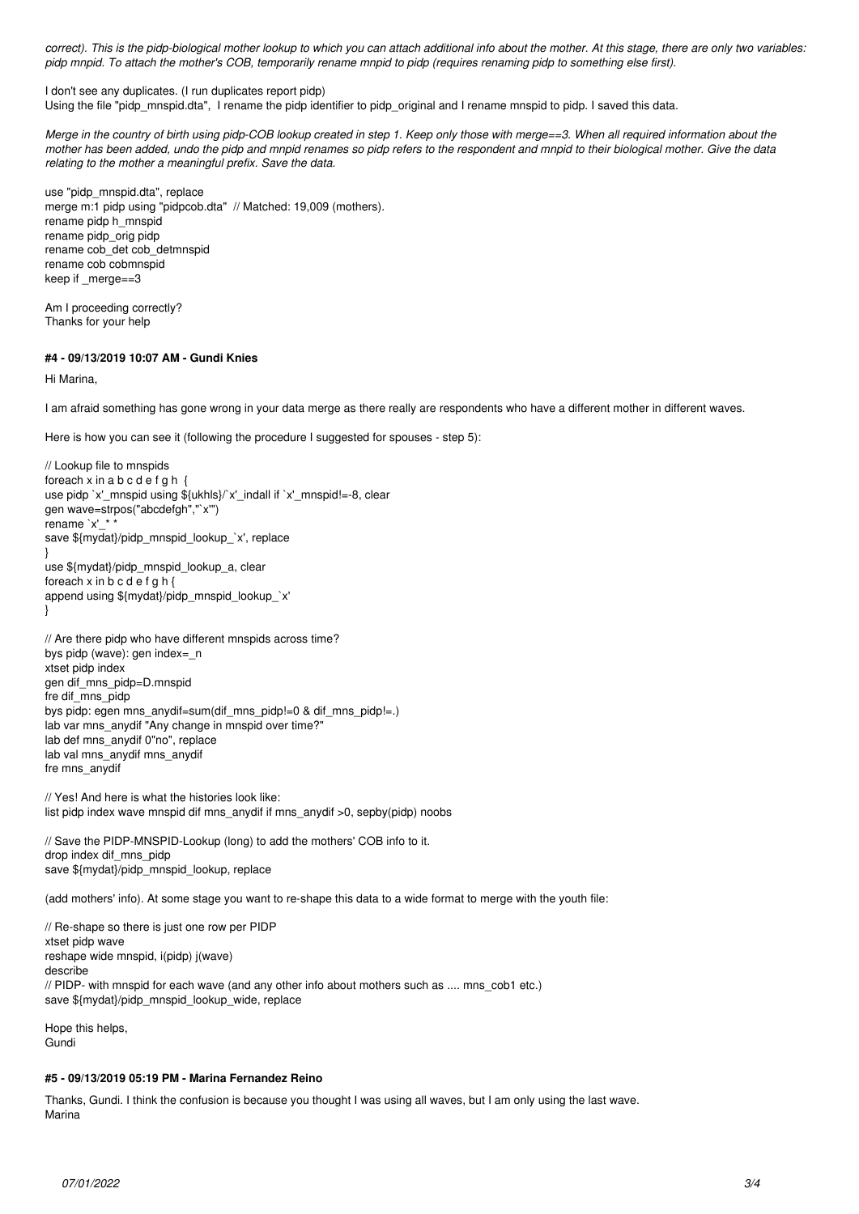*correct). This is the pidp-biological mother lookup to which you can attach additional info about the mother. At this stage, there are only two variables: pidp mnpid. To attach the mother's COB, temporarily rename mnpid to pidp (requires renaming pidp to something else first).*

I don't see any duplicates. (I run duplicates report pidp)
Using the file "pidp_mnspid.dta", I rename the pidp identifier to pidp_original and I rename mnspid to pidp. I saved this data.

*Merge in the country of birth using pidp-COB lookup created in step 1. Keep only those with merge==3. When all required information about the mother has been added, undo the pidp and mnpid renames so pidp refers to the respondent and mnpid to their biological mother. Give the data relating to the mother a meaningful prefix. Save the data.*

```
use "pidp_mnspid.dta", replace
merge m:1 pidp using "pidpcob.dta"  // Matched: 19,009 (mothers).
rename pidp h_mnspid
rename pidp_orig pidp
rename cob_det cob_detmnspid
rename cob cobmnspid
keep if _merge==3
```

Am I proceeding correctly?
Thanks for your help

#### #4 - 09/13/2019 10:07 AM - Gundi Knies

Hi Marina,

I am afraid something has gone wrong in your data merge as there really are respondents who have a different mother in different waves.

Here is how you can see it (following the procedure I suggested for spouses - step 5):

```
// Lookup file to mnspids
foreach x in a b c d e f g h  {
use pidp `x'_mnspid using ${ukhls}/`x'_indall if `x'_mnspid!=-8, clear
gen wave=strpos("abcdefgh","`x'")
rename `x'_* *
save ${mydat}/pidp_mnspid_lookup_`x', replace
}
use ${mydat}/pidp_mnspid_lookup_a, clear
foreach x in b c d e f g h {
append using ${mydat}/pidp_mnspid_lookup_`x'
}

// Are there pidp who have different mnspids across time?
bys pidp (wave): gen index=_n
xtset pidp index
gen dif_mns_pidp=D.mnspid
fre dif_mns_pidp
bys pidp: egen mns_anydif=sum(dif_mns_pidp!=0 & dif_mns_pidp!=.)
lab var mns_anydif "Any change in mnspid over time?"
lab def mns_anydif 0"no", replace
lab val mns_anydif mns_anydif
fre mns_anydif

// Yes! And here is what the histories look like:
list pidp index wave mnspid dif mns_anydif if mns_anydif >0, sepby(pidp) noobs

// Save the PIDP-MNSPID-Lookup (long) to add the mothers' COB info to it.
drop index dif_mns_pidp
save ${mydat}/pidp_mnspid_lookup, replace
```

(add mothers' info). At some stage you want to re-shape this data to a wide format to merge with the youth file:

```
// Re-shape so there is just one row per PIDP
xtset pidp wave
reshape wide mnspid, i(pidp) j(wave)
describe
// PIDP- with mnspid for each wave (and any other info about mothers such as .... mns_cob1 etc.)
save ${mydat}/pidp_mnspid_lookup_wide, replace
```

Hope this helps,
Gundi

#### #5 - 09/13/2019 05:19 PM - Marina Fernandez Reino

Thanks, Gundi. I think the confusion is because you thought I was using all waves, but I am only using the last wave.
Marina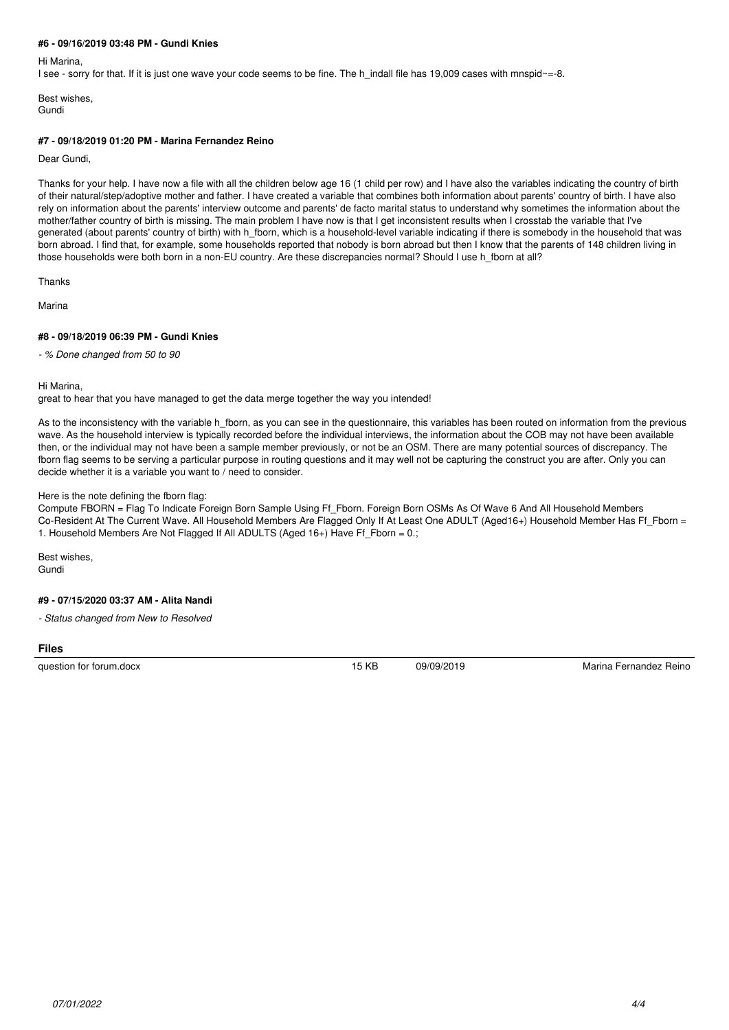#### #6 - 09/16/2019 03:48 PM - Gundi Knies

Hi Marina,

I see - sorry for that. If it is just one wave your code seems to be fine. The h_indall file has 19,009 cases with mnspid~=-8.

Best wishes,
Gundi

#### #7 - 09/18/2019 01:20 PM - Marina Fernandez Reino

Dear Gundi,

Thanks for your help. I have now a file with all the children below age 16 (1 child per row) and I have also the variables indicating the country of birth of their natural/step/adoptive mother and father. I have created a variable that combines both information about parents' country of birth. I have also rely on information about the parents' interview outcome and parents' de facto marital status to understand why sometimes the information about the mother/father country of birth is missing. The main problem I have now is that I get inconsistent results when I crosstab the variable that I've generated (about parents' country of birth) with h_fborn, which is a household-level variable indicating if there is somebody in the household that was born abroad. I find that, for example, some households reported that nobody is born abroad but then I know that the parents of 148 children living in those households were both born in a non-EU country. Are these discrepancies normal? Should I use h_fborn at all?

Thanks

Marina

#### #8 - 09/18/2019 06:39 PM - Gundi Knies

*- % Done changed from 50 to 90*

Hi Marina,

great to hear that you have managed to get the data merge together the way you intended!

As to the inconsistency with the variable h_fborn, as you can see in the questionnaire, this variables has been routed on information from the previous wave. As the household interview is typically recorded before the individual interviews, the information about the COB may not have been available then, or the individual may not have been a sample member previously, or not be an OSM. There are many potential sources of discrepancy. The fborn flag seems to be serving a particular purpose in routing questions and it may well not be capturing the construct you are after. Only you can decide whether it is a variable you want to / need to consider.

Here is the note defining the fborn flag:

Compute FBORN = Flag To Indicate Foreign Born Sample Using Ff_Fborn. Foreign Born OSMs As Of Wave 6 And All Household Members Co-Resident At The Current Wave. All Household Members Are Flagged Only If At Least One ADULT (Aged16+) Household Member Has Ff_Fborn = 1. Household Members Are Not Flagged If All ADULTS (Aged 16+) Have Ff_Fborn = 0.;

Best wishes,
Gundi

#### #9 - 07/15/2020 03:37 AM - Alita Nandi

*- Status changed from New to Resolved*

### Files

| | | | |
|---|---|---|---|
| question for forum.docx | 15 KB | 09/09/2019 | Marina Fernandez Reino |